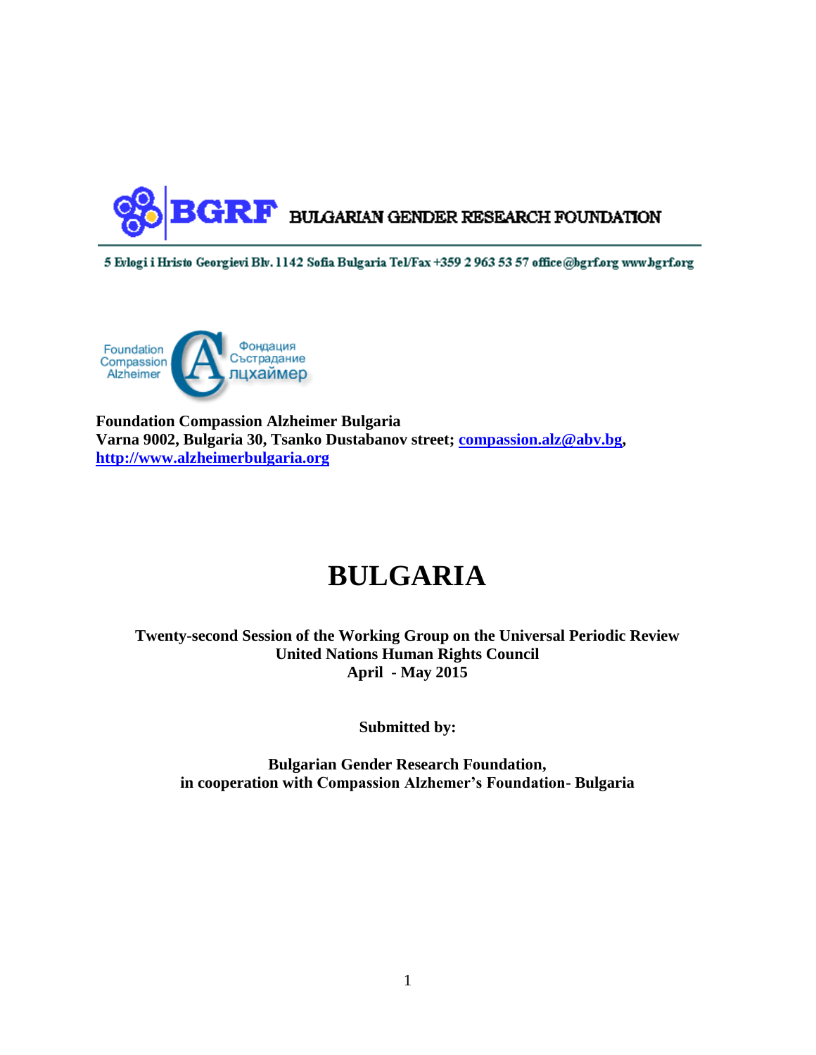**BGRF** BULGARIAN GENDER RESEARCH FOUNDATION

5 Evlogi i Hristo Georgievi Blv. 1142 Sofia Bulgaria Tel/Fax +359 2 963 53 57 office@bgrf.org www.bgrf.org

Foundation Compassion Alzheimer
Фондация Състрадание Алцхаймер

**Foundation Compassion Alzheimer Bulgaria**
**Varna 9002, Bulgaria 30, Tsanko Dustabanov street; compassion.alz@abv.bg,**
**http://www.alzheimerbulgaria.org**

# BULGARIA

**Twenty-second Session of the Working Group on the Universal Periodic Review**
**United Nations Human Rights Council**
**April - May 2015**

**Submitted by:**

**Bulgarian Gender Research Foundation,**
**in cooperation with Compassion Alzhemer's Foundation- Bulgaria**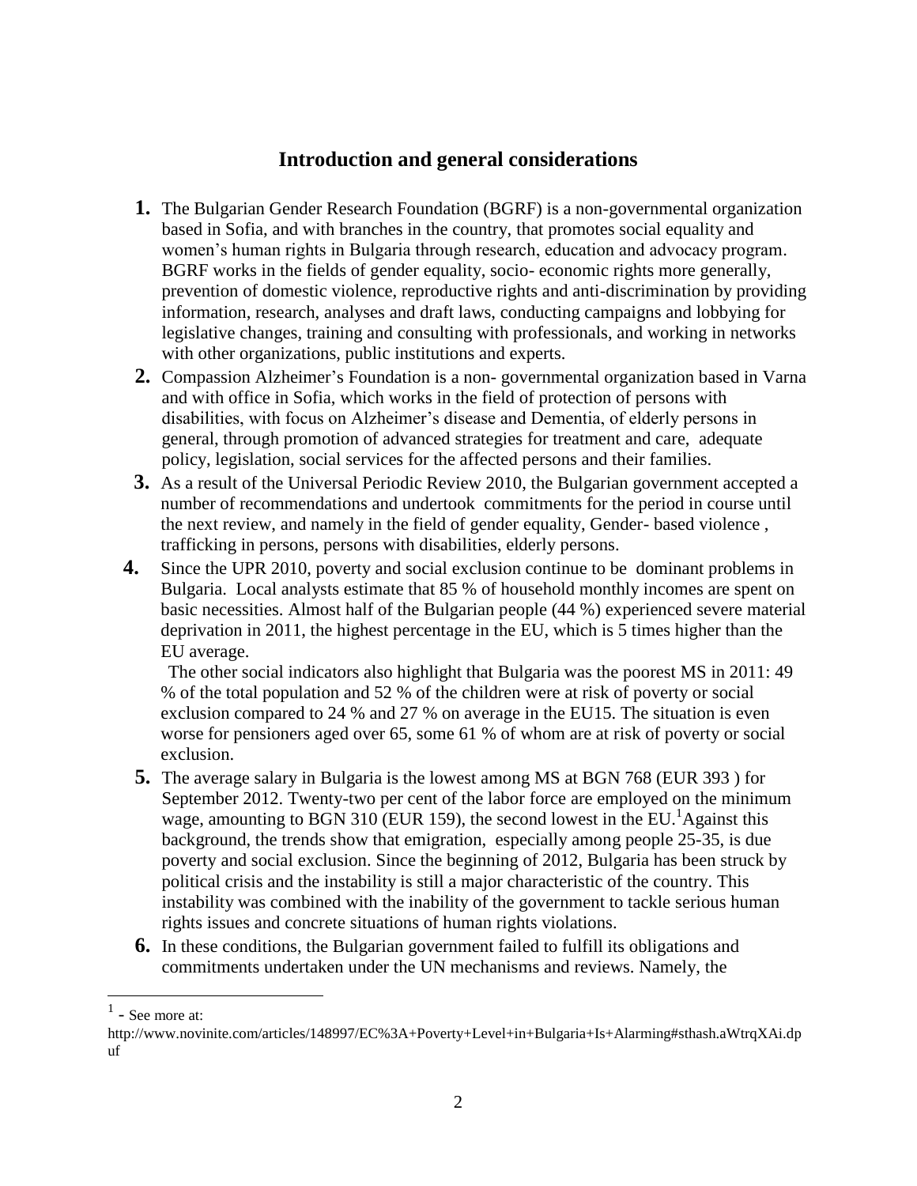## Introduction and general considerations

1. The Bulgarian Gender Research Foundation (BGRF) is a non-governmental organization based in Sofia, and with branches in the country, that promotes social equality and women's human rights in Bulgaria through research, education and advocacy program. BGRF works in the fields of gender equality, socio- economic rights more generally, prevention of domestic violence, reproductive rights and anti-discrimination by providing information, research, analyses and draft laws, conducting campaigns and lobbying for legislative changes, training and consulting with professionals, and working in networks with other organizations, public institutions and experts.
2. Compassion Alzheimer's Foundation is a non- governmental organization based in Varna and with office in Sofia, which works in the field of protection of persons with disabilities, with focus on Alzheimer's disease and Dementia, of elderly persons in general, through promotion of advanced strategies for treatment and care, adequate policy, legislation, social services for the affected persons and their families.
3. As a result of the Universal Periodic Review 2010, the Bulgarian government accepted a number of recommendations and undertook commitments for the period in course until the next review, and namely in the field of gender equality, Gender- based violence , trafficking in persons, persons with disabilities, elderly persons.
4. Since the UPR 2010, poverty and social exclusion continue to be dominant problems in Bulgaria. Local analysts estimate that 85 % of household monthly incomes are spent on basic necessities. Almost half of the Bulgarian people (44 %) experienced severe material deprivation in 2011, the highest percentage in the EU, which is 5 times higher than the EU average.

   The other social indicators also highlight that Bulgaria was the poorest MS in 2011: 49 % of the total population and 52 % of the children were at risk of poverty or social exclusion compared to 24 % and 27 % on average in the EU15. The situation is even worse for pensioners aged over 65, some 61 % of whom are at risk of poverty or social exclusion.
5. The average salary in Bulgaria is the lowest among MS at BGN 768 (EUR 393 ) for September 2012. Twenty-two per cent of the labor force are employed on the minimum wage, amounting to BGN 310 (EUR 159), the second lowest in the EU.[1] Against this background, the trends show that emigration, especially among people 25-35, is due poverty and social exclusion. Since the beginning of 2012, Bulgaria has been struck by political crisis and the instability is still a major characteristic of the country. This instability was combined with the inability of the government to tackle serious human rights issues and concrete situations of human rights violations.
6. In these conditions, the Bulgarian government failed to fulfill its obligations and commitments undertaken under the UN mechanisms and reviews. Namely, the

---

[1] - See more at:
http://www.novinite.com/articles/148997/EC%3A+Poverty+Level+in+Bulgaria+Is+Alarming#sthash.aWtrqXAi.dpuf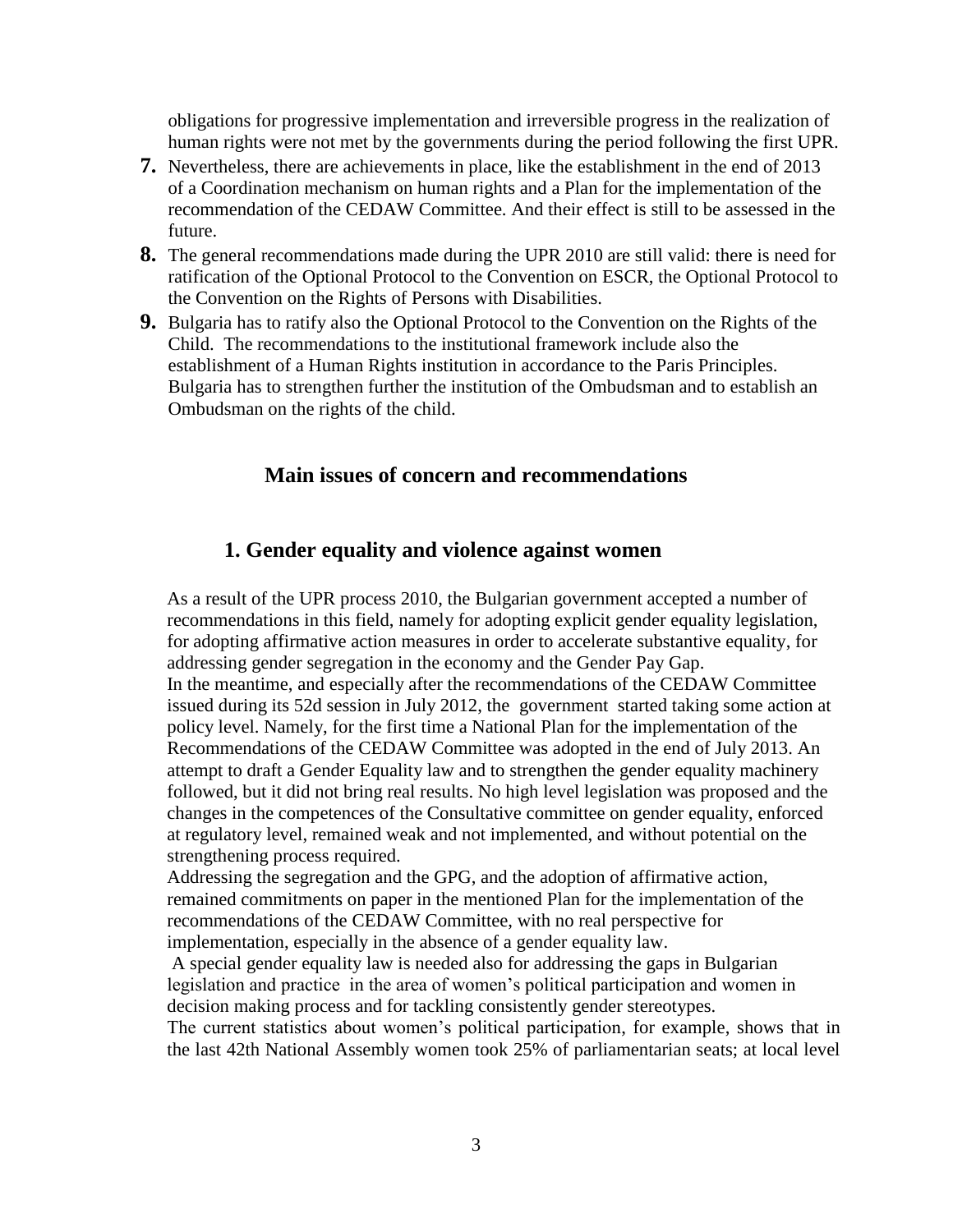obligations for progressive implementation and irreversible progress in the realization of human rights were not met by the governments during the period following the first UPR.

7. Nevertheless, there are achievements in place, like the establishment in the end of 2013 of a Coordination mechanism on human rights and a Plan for the implementation of the recommendation of the CEDAW Committee. And their effect is still to be assessed in the future.
8. The general recommendations made during the UPR 2010 are still valid: there is need for ratification of the Optional Protocol to the Convention on ESCR, the Optional Protocol to the Convention on the Rights of Persons with Disabilities.
9. Bulgaria has to ratify also the Optional Protocol to the Convention on the Rights of the Child. The recommendations to the institutional framework include also the establishment of a Human Rights institution in accordance to the Paris Principles. Bulgaria has to strengthen further the institution of the Ombudsman and to establish an Ombudsman on the rights of the child.

## Main issues of concern and recommendations

### 1. Gender equality and violence against women

As a result of the UPR process 2010, the Bulgarian government accepted a number of recommendations in this field, namely for adopting explicit gender equality legislation, for adopting affirmative action measures in order to accelerate substantive equality, for addressing gender segregation in the economy and the Gender Pay Gap.

In the meantime, and especially after the recommendations of the CEDAW Committee issued during its 52d session in July 2012, the government started taking some action at policy level. Namely, for the first time a National Plan for the implementation of the Recommendations of the CEDAW Committee was adopted in the end of July 2013. An attempt to draft a Gender Equality law and to strengthen the gender equality machinery followed, but it did not bring real results. No high level legislation was proposed and the changes in the competences of the Consultative committee on gender equality, enforced at regulatory level, remained weak and not implemented, and without potential on the strengthening process required.

Addressing the segregation and the GPG, and the adoption of affirmative action, remained commitments on paper in the mentioned Plan for the implementation of the recommendations of the CEDAW Committee, with no real perspective for implementation, especially in the absence of a gender equality law.

A special gender equality law is needed also for addressing the gaps in Bulgarian legislation and practice in the area of women's political participation and women in decision making process and for tackling consistently gender stereotypes.

The current statistics about women's political participation, for example, shows that in the last 42th National Assembly women took 25% of parliamentarian seats; at local level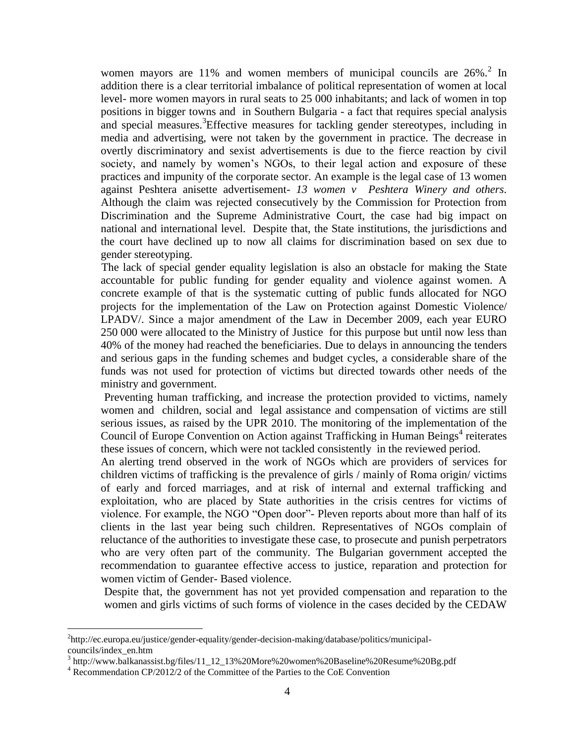women mayors are 11% and women members of municipal councils are 26%.[2] In addition there is a clear territorial imbalance of political representation of women at local level- more women mayors in rural seats to 25 000 inhabitants; and lack of women in top positions in bigger towns and in Southern Bulgaria - a fact that requires special analysis and special measures.[3]Effective measures for tackling gender stereotypes, including in media and advertising, were not taken by the government in practice. The decrease in overtly discriminatory and sexist advertisements is due to the fierce reaction by civil society, and namely by women's NGOs, to their legal action and exposure of these practices and impunity of the corporate sector. An example is the legal case of 13 women against Peshtera anisette advertisement- *13 women v Peshtera Winery and others*. Although the claim was rejected consecutively by the Commission for Protection from Discrimination and the Supreme Administrative Court, the case had big impact on national and international level. Despite that, the State institutions, the jurisdictions and the court have declined up to now all claims for discrimination based on sex due to gender stereotyping.

The lack of special gender equality legislation is also an obstacle for making the State accountable for public funding for gender equality and violence against women. A concrete example of that is the systematic cutting of public funds allocated for NGO projects for the implementation of the Law on Protection against Domestic Violence/ LPADV/. Since a major amendment of the Law in December 2009, each year EURO 250 000 were allocated to the Ministry of Justice for this purpose but until now less than 40% of the money had reached the beneficiaries. Due to delays in announcing the tenders and serious gaps in the funding schemes and budget cycles, a considerable share of the funds was not used for protection of victims but directed towards other needs of the ministry and government.

Preventing human trafficking, and increase the protection provided to victims, namely women and children, social and legal assistance and compensation of victims are still serious issues, as raised by the UPR 2010. The monitoring of the implementation of the Council of Europe Convention on Action against Trafficking in Human Beings[4] reiterates these issues of concern, which were not tackled consistently in the reviewed period.

An alerting trend observed in the work of NGOs which are providers of services for children victims of trafficking is the prevalence of girls / mainly of Roma origin/ victims of early and forced marriages, and at risk of internal and external trafficking and exploitation, who are placed by State authorities in the crisis centres for victims of violence. For example, the NGO "Open door"- Pleven reports about more than half of its clients in the last year being such children. Representatives of NGOs complain of reluctance of the authorities to investigate these case, to prosecute and punish perpetrators who are very often part of the community. The Bulgarian government accepted the recommendation to guarantee effective access to justice, reparation and protection for women victim of Gender- Based violence.

Despite that, the government has not yet provided compensation and reparation to the women and girls victims of such forms of violence in the cases decided by the CEDAW

---

[2] http://ec.europa.eu/justice/gender-equality/gender-decision-making/database/politics/municipal-councils/index_en.htm

[3] http://www.balkanassist.bg/files/11_12_13%20More%20women%20Baseline%20Resume%20Bg.pdf

[4] Recommendation CP/2012/2 of the Committee of the Parties to the CoE Convention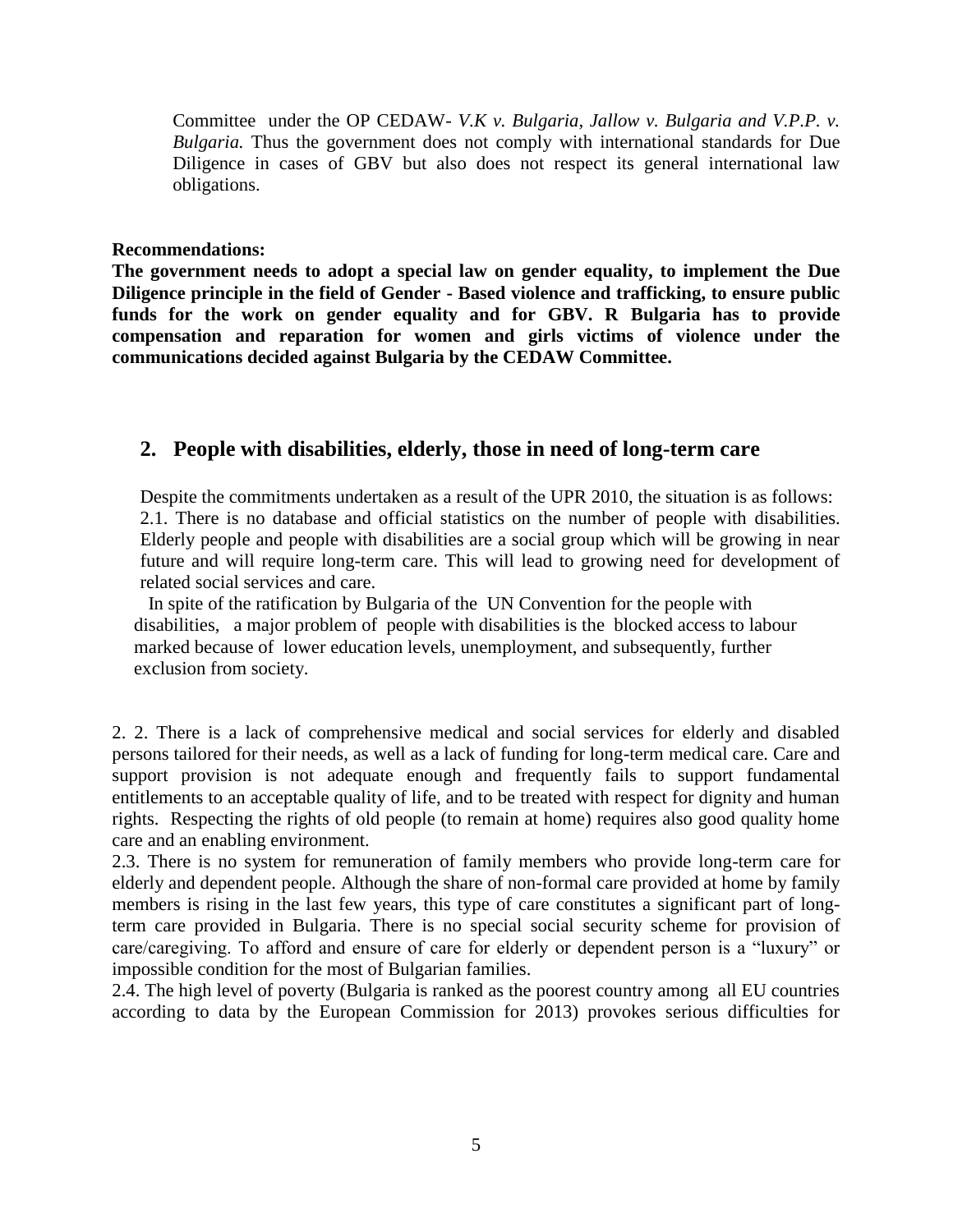Committee under the OP CEDAW- *V.K v. Bulgaria, Jallow v. Bulgaria and V.P.P. v. Bulgaria.* Thus the government does not comply with international standards for Due Diligence in cases of GBV but also does not respect its general international law obligations.

**Recommendations:**

**The government needs to adopt a special law on gender equality, to implement the Due Diligence principle in the field of Gender - Based violence and trafficking, to ensure public funds for the work on gender equality and for GBV. R Bulgaria has to provide compensation and reparation for women and girls victims of violence under the communications decided against Bulgaria by the CEDAW Committee.**

## 2. People with disabilities, elderly, those in need of long-term care

Despite the commitments undertaken as a result of the UPR 2010, the situation is as follows:

2.1. There is no database and official statistics on the number of people with disabilities. Elderly people and people with disabilities are a social group which will be growing in near future and will require long-term care. This will lead to growing need for development of related social services and care.

In spite of the ratification by Bulgaria of the UN Convention for the people with disabilities, a major problem of people with disabilities is the blocked access to labour marked because of lower education levels, unemployment, and subsequently, further exclusion from society.

2. 2. There is a lack of comprehensive medical and social services for elderly and disabled persons tailored for their needs, as well as a lack of funding for long-term medical care. Care and support provision is not adequate enough and frequently fails to support fundamental entitlements to an acceptable quality of life, and to be treated with respect for dignity and human rights. Respecting the rights of old people (to remain at home) requires also good quality home care and an enabling environment.

2.3. There is no system for remuneration of family members who provide long-term care for elderly and dependent people. Although the share of non-formal care provided at home by family members is rising in the last few years, this type of care constitutes a significant part of long-term care provided in Bulgaria. There is no special social security scheme for provision of care/caregiving. To afford and ensure of care for elderly or dependent person is a "luxury" or impossible condition for the most of Bulgarian families.

2.4. The high level of poverty (Bulgaria is ranked as the poorest country among all EU countries according to data by the European Commission for 2013) provokes serious difficulties for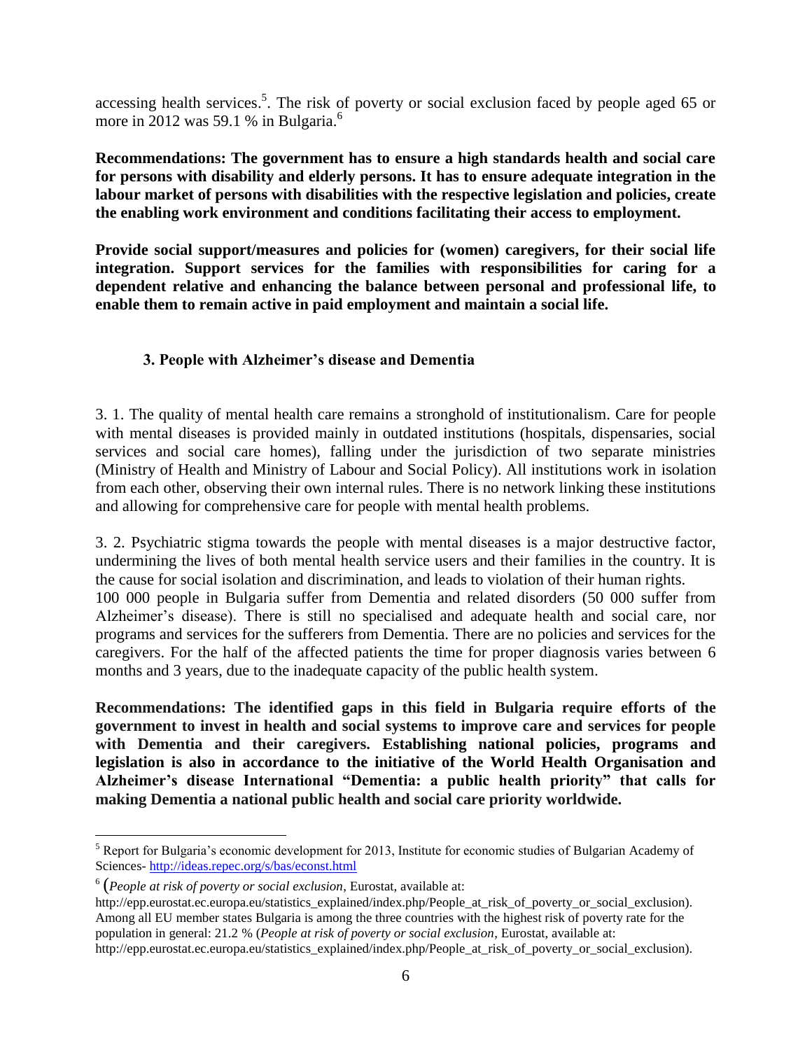accessing health services.[5]. The risk of poverty or social exclusion faced by people aged 65 or more in 2012 was 59.1 % in Bulgaria.[6]

**Recommendations: The government has to ensure a high standards health and social care for persons with disability and elderly persons. It has to ensure adequate integration in the labour market of persons with disabilities with the respective legislation and policies, create the enabling work environment and conditions facilitating their access to employment.**

**Provide social support/measures and policies for (women) caregivers, for their social life integration. Support services for the families with responsibilities for caring for a dependent relative and enhancing the balance between personal and professional life, to enable them to remain active in paid employment and maintain a social life.**

### 3. People with Alzheimer's disease and Dementia

3. 1. The quality of mental health care remains a stronghold of institutionalism. Care for people with mental diseases is provided mainly in outdated institutions (hospitals, dispensaries, social services and social care homes), falling under the jurisdiction of two separate ministries (Ministry of Health and Ministry of Labour and Social Policy). All institutions work in isolation from each other, observing their own internal rules. There is no network linking these institutions and allowing for comprehensive care for people with mental health problems.

3. 2. Psychiatric stigma towards the people with mental diseases is a major destructive factor, undermining the lives of both mental health service users and their families in the country. It is the cause for social isolation and discrimination, and leads to violation of their human rights.
100 000 people in Bulgaria suffer from Dementia and related disorders (50 000 suffer from Alzheimer's disease). There is still no specialised and adequate health and social care, nor programs and services for the sufferers from Dementia. There are no policies and services for the caregivers. For the half of the affected patients the time for proper diagnosis varies between 6 months and 3 years, due to the inadequate capacity of the public health system.

**Recommendations: The identified gaps in this field in Bulgaria require efforts of the government to invest in health and social systems to improve care and services for people with Dementia and their caregivers. Establishing national policies, programs and legislation is also in accordance to the initiative of the World Health Organisation and Alzheimer's disease International "Dementia: a public health priority" that calls for making Dementia a national public health and social care priority worldwide.**

---

[5] Report for Bulgaria's economic development for 2013, Institute for economic studies of Bulgarian Academy of Sciences- http://ideas.repec.org/s/bas/econst.html

[6] (*People at risk of poverty or social exclusion*, Eurostat, available at: http://epp.eurostat.ec.europa.eu/statistics_explained/index.php/People_at_risk_of_poverty_or_social_exclusion). Among all EU member states Bulgaria is among the three countries with the highest risk of poverty rate for the population in general: 21.2 % (*People at risk of poverty or social exclusion*, Eurostat, available at: http://epp.eurostat.ec.europa.eu/statistics_explained/index.php/People_at_risk_of_poverty_or_social_exclusion).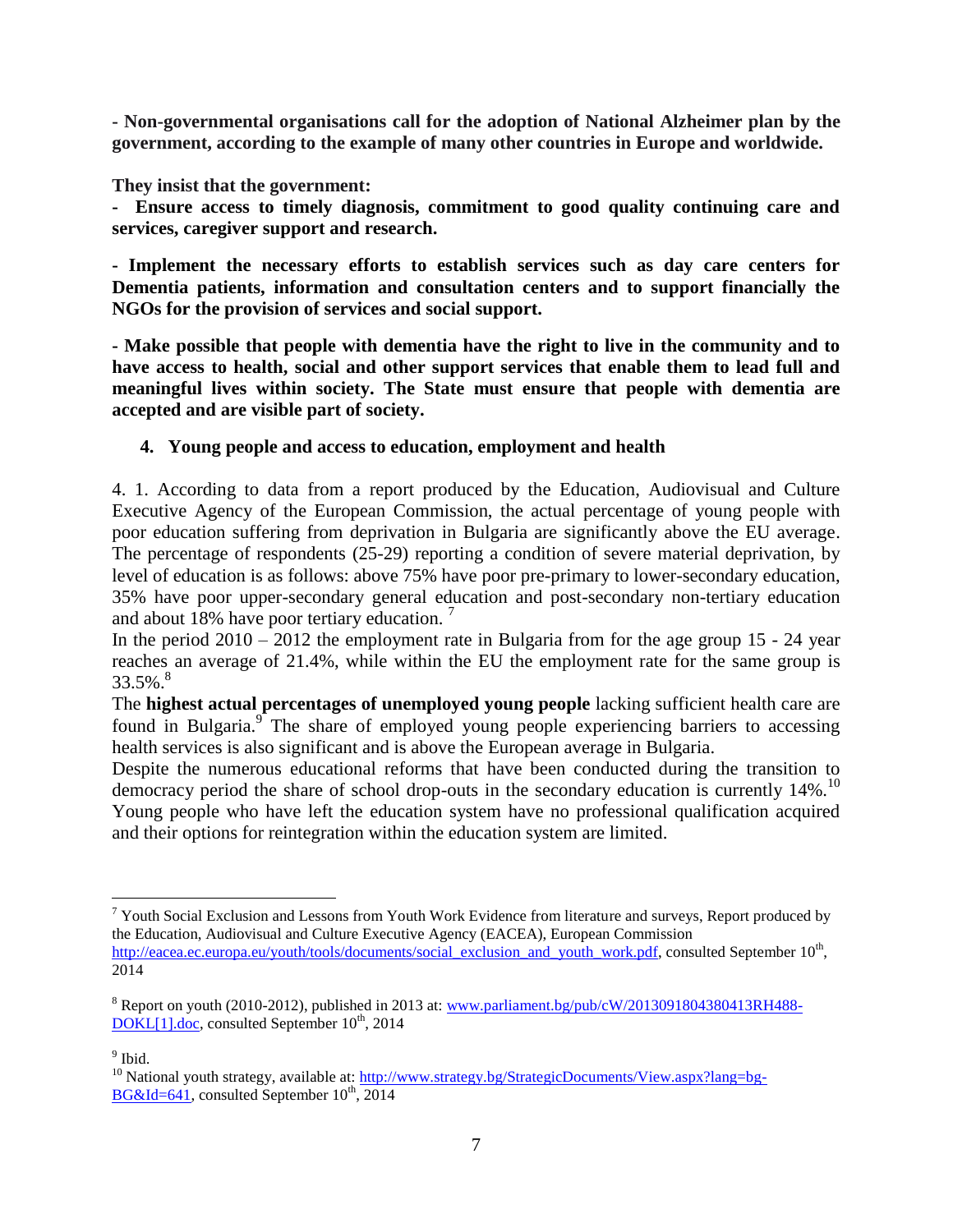**- Non-governmental organisations call for the adoption of National Alzheimer plan by the government, according to the example of many other countries in Europe and worldwide.**

**They insist that the government:**

**- Ensure access to timely diagnosis, commitment to good quality continuing care and services, caregiver support and research.**

**- Implement the necessary efforts to establish services such as day care centers for Dementia patients, information and consultation centers and to support financially the NGOs for the provision of services and social support.**

**- Make possible that people with dementia have the right to live in the community and to have access to health, social and other support services that enable them to lead full and meaningful lives within society. The State must ensure that people with dementia are accepted and are visible part of society.**

## 4. Young people and access to education, employment and health

4. 1. According to data from a report produced by the Education, Audiovisual and Culture Executive Agency of the European Commission, the actual percentage of young people with poor education suffering from deprivation in Bulgaria are significantly above the EU average. The percentage of respondents (25-29) reporting a condition of severe material deprivation, by level of education is as follows: above 75% have poor pre-primary to lower-secondary education, 35% have poor upper-secondary general education and post-secondary non-tertiary education and about 18% have poor tertiary education. [7]

In the period 2010 – 2012 the employment rate in Bulgaria from for the age group 15 - 24 year reaches an average of 21.4%, while within the EU the employment rate for the same group is 33.5%.[8]

The **highest actual percentages of unemployed young people** lacking sufficient health care are found in Bulgaria.[9] The share of employed young people experiencing barriers to accessing health services is also significant and is above the European average in Bulgaria.

Despite the numerous educational reforms that have been conducted during the transition to democracy period the share of school drop-outs in the secondary education is currently 14%.[10] Young people who have left the education system have no professional qualification acquired and their options for reintegration within the education system are limited.

---

[7] Youth Social Exclusion and Lessons from Youth Work Evidence from literature and surveys, Report produced by the Education, Audiovisual and Culture Executive Agency (EACEA), European Commission http://eacea.ec.europa.eu/youth/tools/documents/social_exclusion_and_youth_work.pdf, consulted September 10th, 2014

[8] Report on youth (2010-2012), published in 2013 at: www.parliament.bg/pub/cW/2013091804380413RH488-DOKL[1].doc, consulted September 10th, 2014

[9] Ibid.

[10] National youth strategy, available at: http://www.strategy.bg/StrategicDocuments/View.aspx?lang=bg-BG&Id=641, consulted September 10th, 2014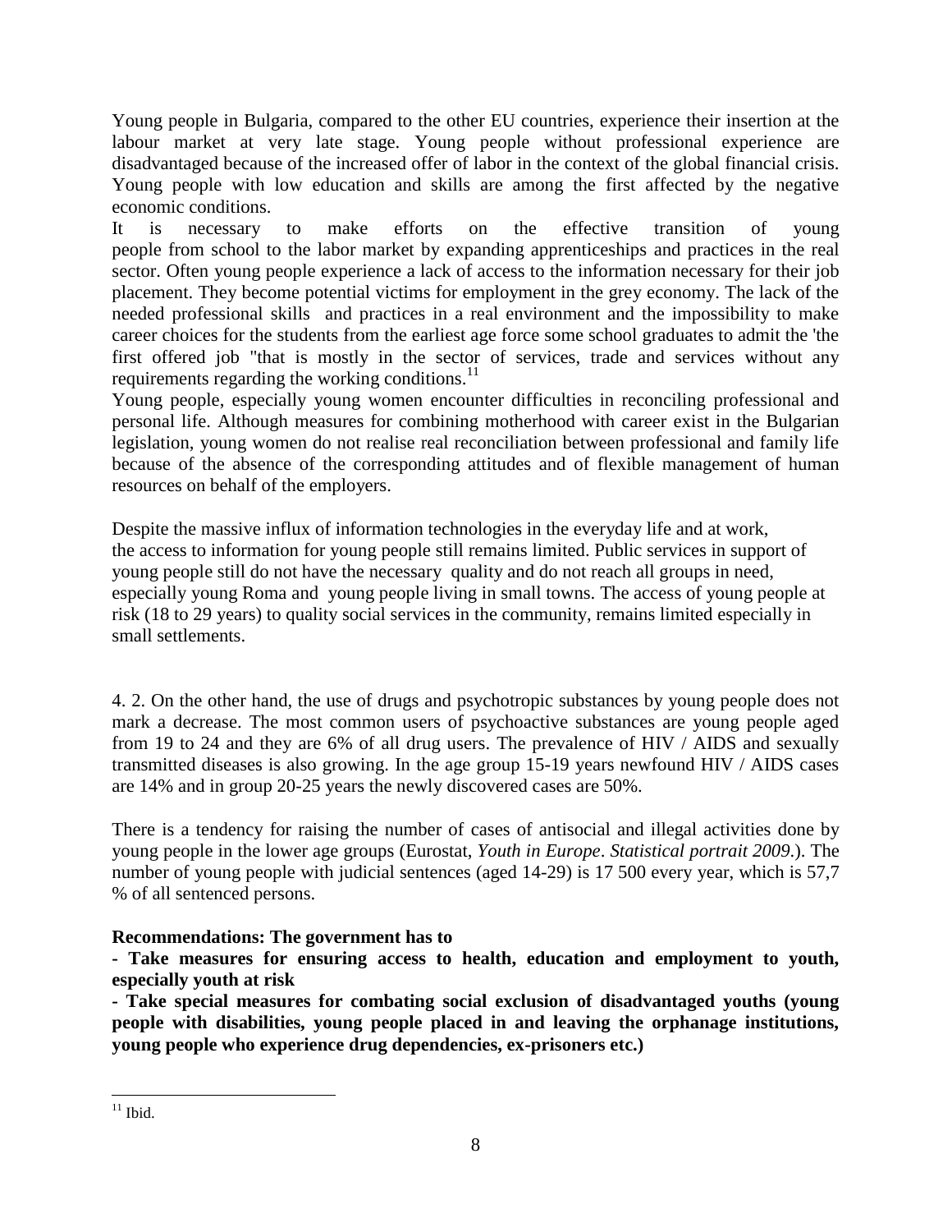Young people in Bulgaria, compared to the other EU countries, experience their insertion at the labour market at very late stage. Young people without professional experience are disadvantaged because of the increased offer of labor in the context of the global financial crisis. Young people with low education and skills are among the first affected by the negative economic conditions.

It is necessary to make efforts on the effective transition of young people from school to the labor market by expanding apprenticeships and practices in the real sector. Often young people experience a lack of access to the information necessary for their job placement. They become potential victims for employment in the grey economy. The lack of the needed professional skills and practices in a real environment and the impossibility to make career choices for the students from the earliest age force some school graduates to admit the 'the first offered job "that is mostly in the sector of services, trade and services without any requirements regarding the working conditions.[11]

Young people, especially young women encounter difficulties in reconciling professional and personal life. Although measures for combining motherhood with career exist in the Bulgarian legislation, young women do not realise real reconciliation between professional and family life because of the absence of the corresponding attitudes and of flexible management of human resources on behalf of the employers.

Despite the massive influx of information technologies in the everyday life and at work, the access to information for young people still remains limited. Public services in support of young people still do not have the necessary quality and do not reach all groups in need, especially young Roma and young people living in small towns. The access of young people at risk (18 to 29 years) to quality social services in the community, remains limited especially in small settlements.

4. 2. On the other hand, the use of drugs and psychotropic substances by young people does not mark a decrease. The most common users of psychoactive substances are young people aged from 19 to 24 and they are 6% of all drug users. The prevalence of HIV / AIDS and sexually transmitted diseases is also growing. In the age group 15-19 years newfound HIV / AIDS cases are 14% and in group 20-25 years the newly discovered cases are 50%.

There is a tendency for raising the number of cases of antisocial and illegal activities done by young people in the lower age groups (Eurostat, *Youth in Europe*. *Statistical portrait 2009*.). The number of young people with judicial sentences (aged 14-29) is 17 500 every year, which is 57,7 % of all sentenced persons.

**Recommendations: The government has to**

**- Take measures for ensuring access to health, education and employment to youth, especially youth at risk**

**- Take special measures for combating social exclusion of disadvantaged youths (young people with disabilities, young people placed in and leaving the orphanage institutions, young people who experience drug dependencies, ex-prisoners etc.)**

---

[11] Ibid.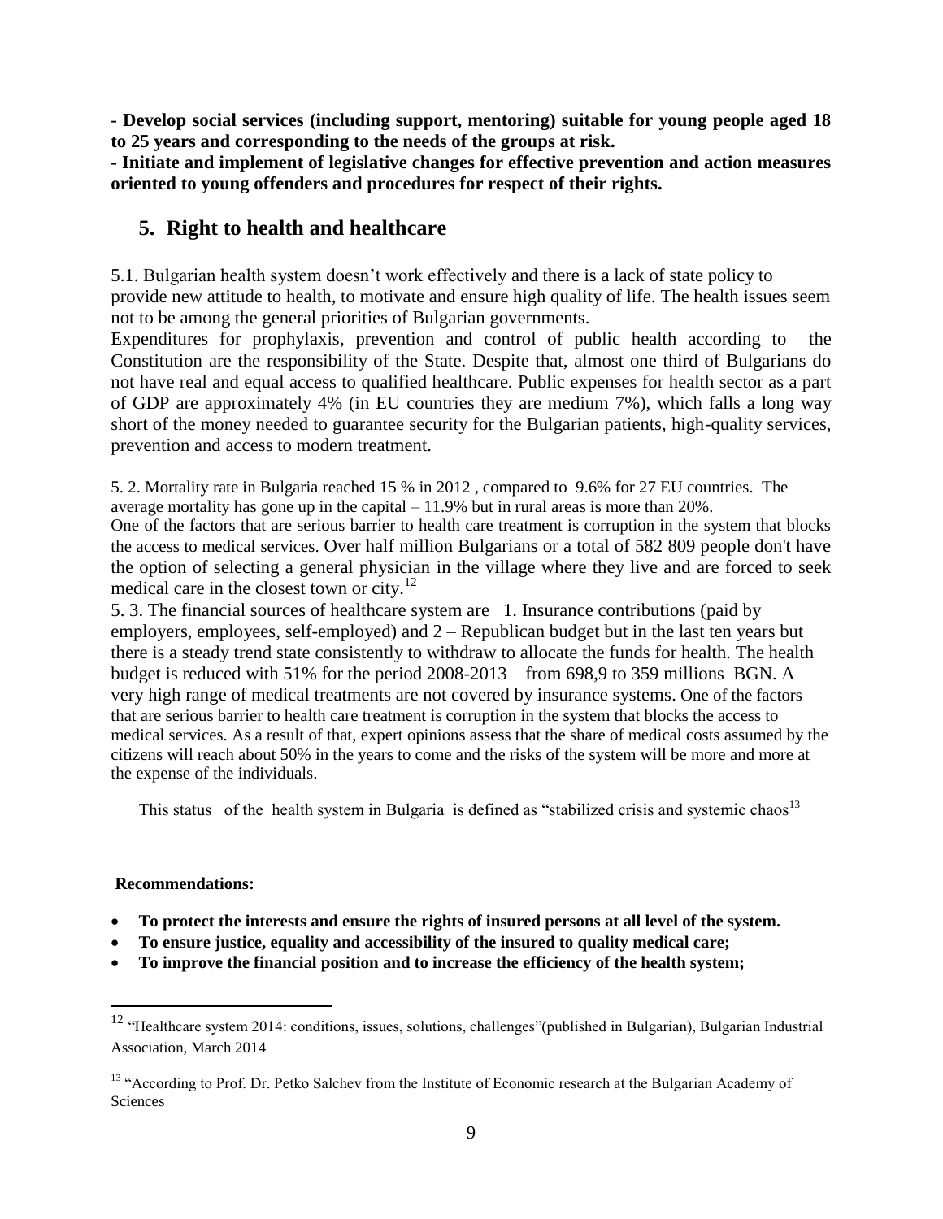**- Develop social services (including support, mentoring) suitable for young people aged 18 to 25 years and corresponding to the needs of the groups at risk.**

**- Initiate and implement of legislative changes for effective prevention and action measures oriented to young offenders and procedures for respect of their rights.**

## 5. Right to health and healthcare

5.1. Bulgarian health system doesn't work effectively and there is a lack of state policy to provide new attitude to health, to motivate and ensure high quality of life. The health issues seem not to be among the general priorities of Bulgarian governments.

Expenditures for prophylaxis, prevention and control of public health according to the Constitution are the responsibility of the State. Despite that, almost one third of Bulgarians do not have real and equal access to qualified healthcare. Public expenses for health sector as a part of GDP are approximately 4% (in EU countries they are medium 7%), which falls a long way short of the money needed to guarantee security for the Bulgarian patients, high-quality services, prevention and access to modern treatment.

5. 2. Mortality rate in Bulgaria reached 15 % in 2012 , compared to 9.6% for 27 EU countries. The average mortality has gone up in the capital – 11.9% but in rural areas is more than 20%.

One of the factors that are serious barrier to health care treatment is corruption in the system that blocks the access to medical services. Over half million Bulgarians or a total of 582 809 people don't have the option of selecting a general physician in the village where they live and are forced to seek medical care in the closest town or city.[12]

5. 3. The financial sources of healthcare system are 1. Insurance contributions (paid by employers, employees, self-employed) and 2 – Republican budget but in the last ten years but there is a steady trend state consistently to withdraw to allocate the funds for health. The health budget is reduced with 51% for the period 2008-2013 – from 698,9 to 359 millions BGN. A very high range of medical treatments are not covered by insurance systems. One of the factors that are serious barrier to health care treatment is corruption in the system that blocks the access to medical services. As a result of that, expert opinions assess that the share of medical costs assumed by the citizens will reach about 50% in the years to come and the risks of the system will be more and more at the expense of the individuals.

This status of the health system in Bulgaria is defined as "stabilized crisis and systemic chaos[13]

**Recommendations:**

- **To protect the interests and ensure the rights of insured persons at all level of the system.**
- **To ensure justice, equality and accessibility of the insured to quality medical care;**
- **To improve the financial position and to increase the efficiency of the health system;**

---

[12] "Healthcare system 2014: conditions, issues, solutions, challenges"(published in Bulgarian), Bulgarian Industrial Association, March 2014

[13] "According to Prof. Dr. Petko Salchev from the Institute of Economic research at the Bulgarian Academy of Sciences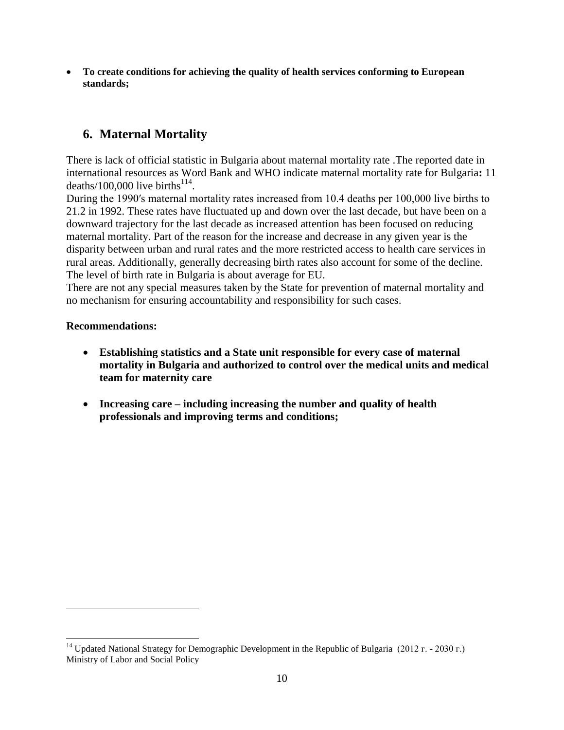- **To create conditions for achieving the quality of health services conforming to European standards;**

## 6. Maternal Mortality

There is lack of official statistic in Bulgaria about maternal mortality rate .The reported date in international resources as Word Bank and WHO indicate maternal mortality rate for Bulgaria**:** 11 deaths/100,000 live births[114].

During the 1990′s maternal mortality rates increased from 10.4 deaths per 100,000 live births to 21.2 in 1992. These rates have fluctuated up and down over the last decade, but have been on a downward trajectory for the last decade as increased attention has been focused on reducing maternal mortality. Part of the reason for the increase and decrease in any given year is the disparity between urban and rural rates and the more restricted access to health care services in rural areas. Additionally, generally decreasing birth rates also account for some of the decline. The level of birth rate in Bulgaria is about average for EU.

There are not any special measures taken by the State for prevention of maternal mortality and no mechanism for ensuring accountability and responsibility for such cases.

**Recommendations:**

- **Establishing statistics and a State unit responsible for every case of maternal mortality in Bulgaria and authorized to control over the medical units and medical team for maternity care**
- **Increasing care – including increasing the number and quality of health professionals and improving terms and conditions;**

---

[14] Updated National Strategy for Demographic Development in the Republic of Bulgaria (2012 г. - 2030 г.) Ministry of Labor and Social Policy